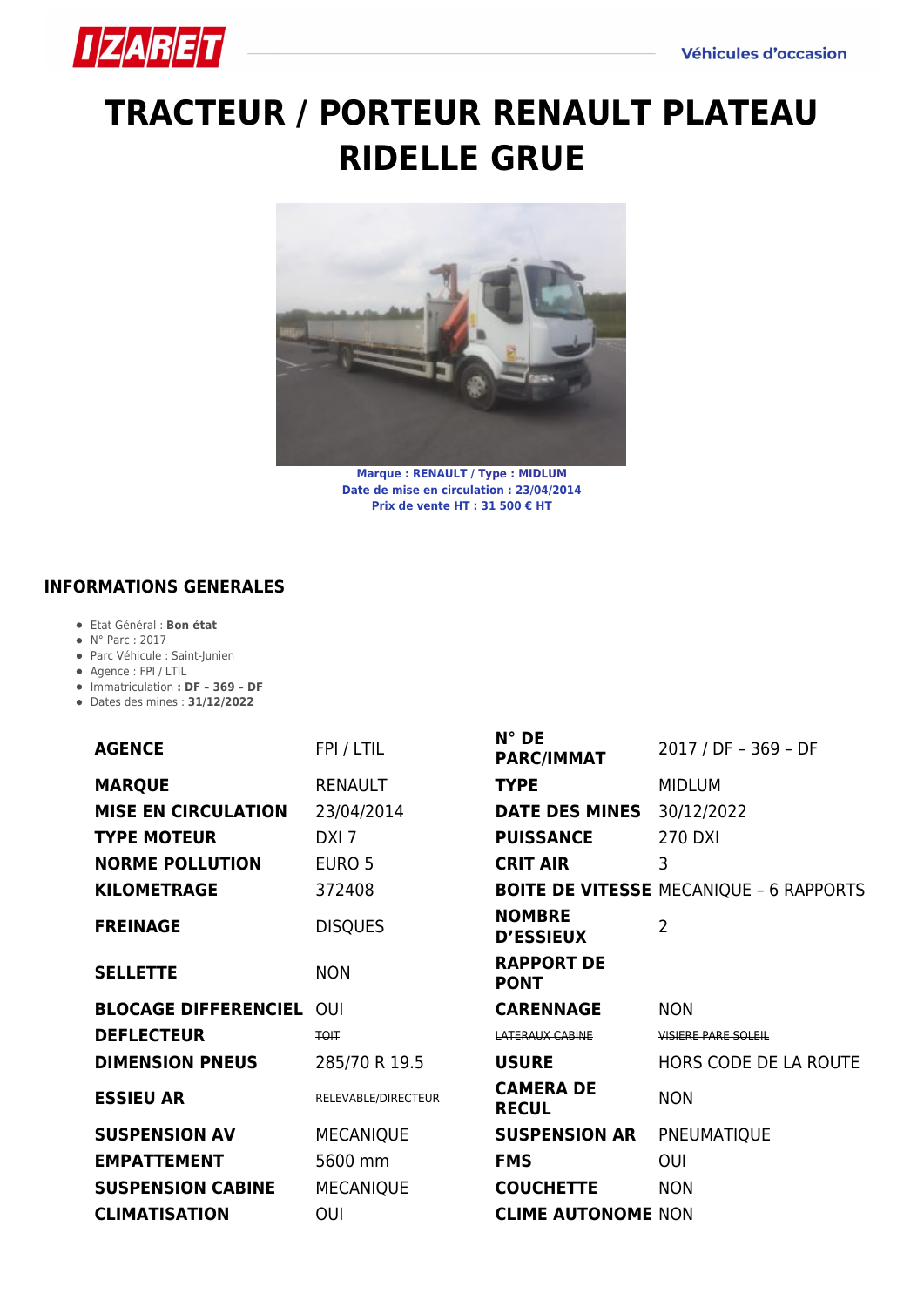# TRACTEUR / PORTEUR RENAULT PLATEAU RIDELLE GRUE

**Marque : RENAULT / Type : MIDLUM**
**Date de mise en circulation : 23/04/2014**
**Prix de vente HT : 31 500 € HT**

## INFORMATIONS GENERALES

- Etat Général : **Bon état**
- N° Parc : 2017
- Parc Véhicule : Saint-Junien
- Agence : FPI / LTIL
- Immatriculation **: DF – 369 – DF**
- Dates des mines : **31/12/2022**

| | | | |
|---|---|---|---|
| **AGENCE** | FPI / LTIL | **N° DE PARC/IMMAT** | 2017 / DF – 369 – DF |
| **MARQUE** | RENAULT | **TYPE** | MIDLUM |
| **MISE EN CIRCULATION** | 23/04/2014 | **DATE DES MINES** | 30/12/2022 |
| **TYPE MOTEUR** | DXI 7 | **PUISSANCE** | 270 DXI |
| **NORME POLLUTION** | EURO 5 | **CRIT AIR** | 3 |
| **KILOMETRAGE** | 372408 | **BOITE DE VITESSE** | MECANIQUE – 6 RAPPORTS |
| **FREINAGE** | DISQUES | **NOMBRE D'ESSIEUX** | 2 |
| **SELLETTE** | NON | **RAPPORT DE PONT** | |
| **BLOCAGE DIFFERENCIEL** | OUI | **CARENNAGE** | NON |
| **DEFLECTEUR** | ~~TOIT~~ | ~~LATERAUX CABINE~~ | ~~VISIERE PARE SOLEIL~~ |
| **DIMENSION PNEUS** | 285/70 R 19.5 | **USURE** | HORS CODE DE LA ROUTE |
| **ESSIEU AR** | ~~RELEVABLE/DIRECTEUR~~ | **CAMERA DE RECUL** | NON |
| **SUSPENSION AV** | MECANIQUE | **SUSPENSION AR** | PNEUMATIQUE |
| **EMPATTEMENT** | 5600 mm | **FMS** | OUI |
| **SUSPENSION CABINE** | MECANIQUE | **COUCHETTE** | NON |
| **CLIMATISATION** | OUI | **CLIME AUTONOME** | NON |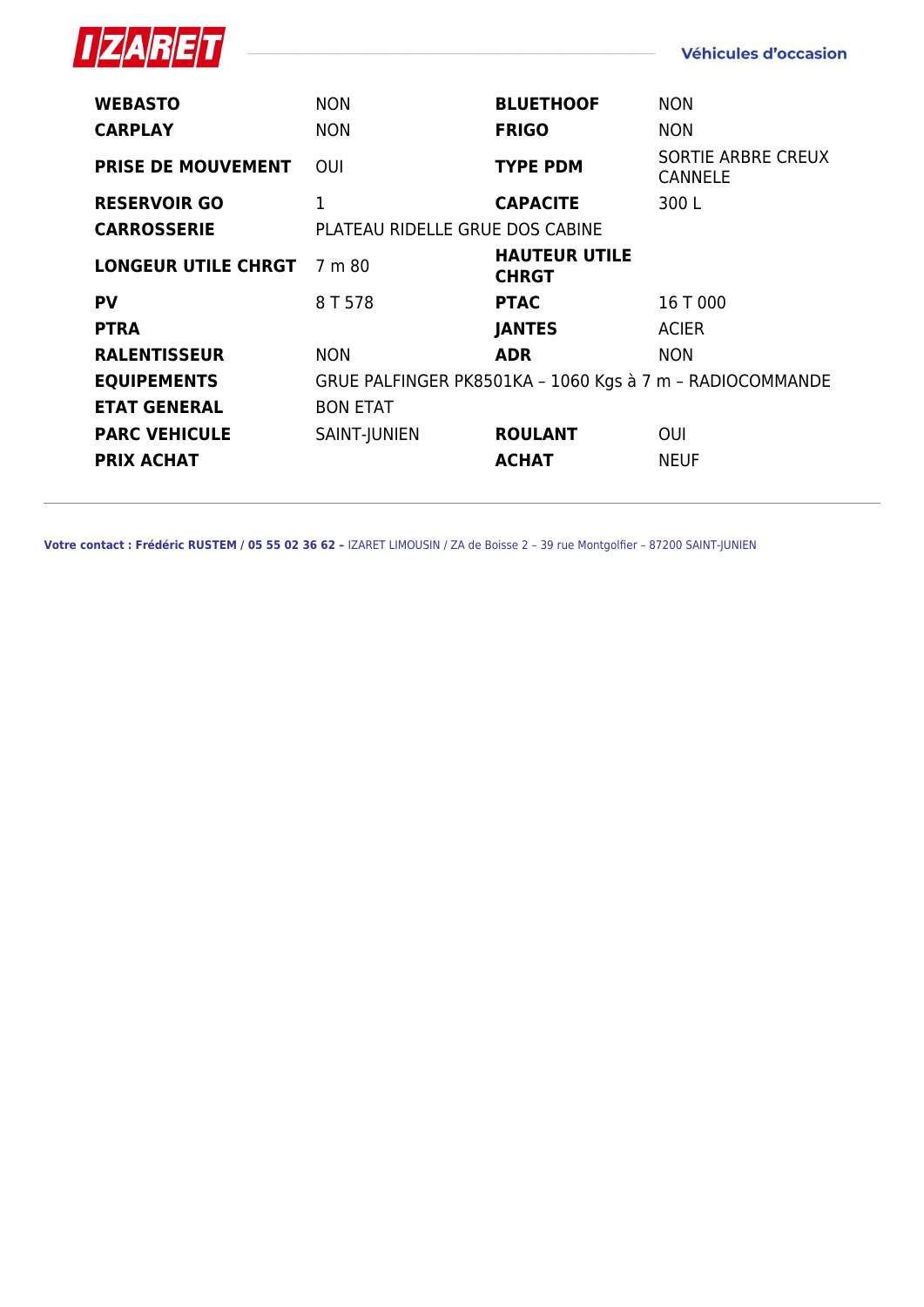| | | | |
|---|---|---|---|
| **WEBASTO** | NON | **BLUETHOOF** | NON |
| **CARPLAY** | NON | **FRIGO** | NON |
| **PRISE DE MOUVEMENT** | OUI | **TYPE PDM** | SORTIE ARBRE CREUX CANNELE |
| **RESERVOIR GO** | 1 | **CAPACITE** | 300 L |
| **CARROSSERIE** | PLATEAU RIDELLE GRUE DOS CABINE | | |
| **LONGEUR UTILE CHRGT** | 7 m 80 | **HAUTEUR UTILE CHRGT** | |
| **PV** | 8 T 578 | **PTAC** | 16 T 000 |
| **PTRA** | | **JANTES** | ACIER |
| **RALENTISSEUR** | NON | **ADR** | NON |
| **EQUIPEMENTS** | GRUE PALFINGER PK8501KA – 1060 Kgs à 7 m – RADIOCOMMANDE | | |
| **ETAT GENERAL** | BON ETAT | | |
| **PARC VEHICULE** | SAINT-JUNIEN | **ROULANT** | OUI |
| **PRIX ACHAT** | | **ACHAT** | NEUF |

**Votre contact : Frédéric RUSTEM / 05 55 02 36 62 –** IZARET LIMOUSIN / ZA de Boisse 2 – 39 rue Montgolfier – 87200 SAINT-JUNIEN